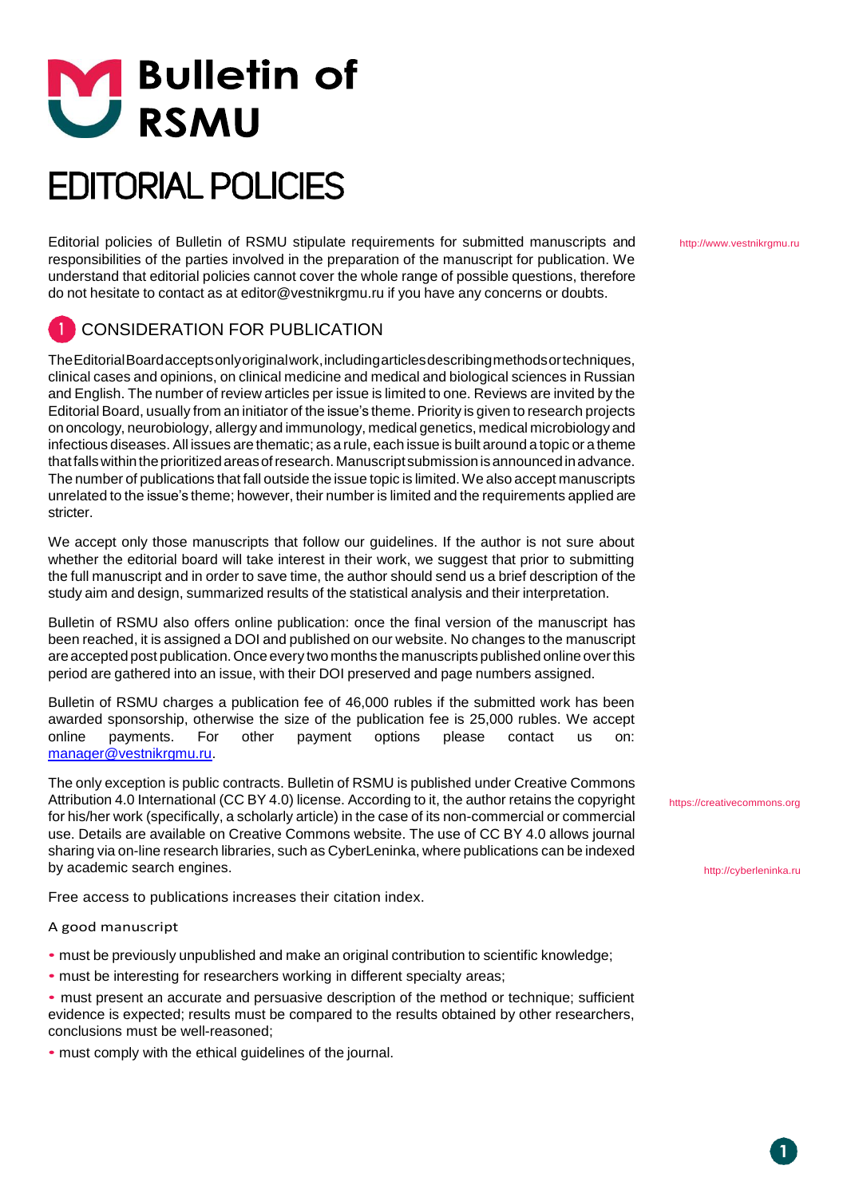# Bulletin of RSMU

# EDITORIAL POLICIES

Editorial policies of Bulletin of RSMU stipulate requirements for submitted manuscripts and responsibilities of the parties involved in the preparation of the manuscript for publication. We understand that editorial policies cannot cover the whole range of possible questions, therefore do not hesitate to contact as at editor@vestnikrgmu.ru if you have any concerns or doubts.

http://www.vestnikrgmu.ru

## 1 CONSIDERATION FOR PUBLICATION

The Editorial Board accepts only original work, including articles describing methods or techniques, clinical cases and opinions, on clinical medicine and medical and biological sciences in Russian and English. The number of review articles per issue is limited to one. Reviews are invited by the Editorial Board, usually from an initiator of the issue's theme. Priority is given to research projects on oncology, neurobiology, allergy and immunology, medical genetics, medical microbiology and infectious diseases. All issues are thematic; as a rule, each issue is built around a topic or a theme that falls within the prioritized areas of research. Manuscript submission is announced in advance. The number of publications that fall outside the issue topic is limited. We also accept manuscripts unrelated to the issue's theme; however, their number is limited and the requirements applied are stricter.

We accept only those manuscripts that follow our guidelines. If the author is not sure about whether the editorial board will take interest in their work, we suggest that prior to submitting the full manuscript and in order to save time, the author should send us a brief description of the study aim and design, summarized results of the statistical analysis and their interpretation.

Bulletin of RSMU also offers online publication: once the final version of the manuscript has been reached, it is assigned a DOI and published on our website. No changes to the manuscript are accepted post publication. Once every two months the manuscripts published online over this period are gathered into an issue, with their DOI preserved and page numbers assigned.

Bulletin of RSMU charges a publication fee of 46,000 rubles if the submitted work has been awarded sponsorship, otherwise the size of the publication fee is 25,000 rubles. We accept online payments. For other payment options please contact us on: manager@vestnikrgmu.ru.

The only exception is public contracts. Bulletin of RSMU is published under Creative Commons Attribution 4.0 International (CC BY 4.0) license. According to it, the author retains the copyright for his/her work (specifically, a scholarly article) in the case of its non-commercial or commercial use. Details are available on Creative Commons website. The use of CC BY 4.0 allows journal sharing via on-line research libraries, such as CyberLeninka, where publications can be indexed by academic search engines.

https://creativecommons.org

http://cyberleninka.ru

Free access to publications increases their citation index.

A good manuscript

- must be previously unpublished and make an original contribution to scientific knowledge;
- must be interesting for researchers working in different specialty areas;
- must present an accurate and persuasive description of the method or technique; sufficient evidence is expected; results must be compared to the results obtained by other researchers, conclusions must be well-reasoned;
- must comply with the ethical guidelines of the journal.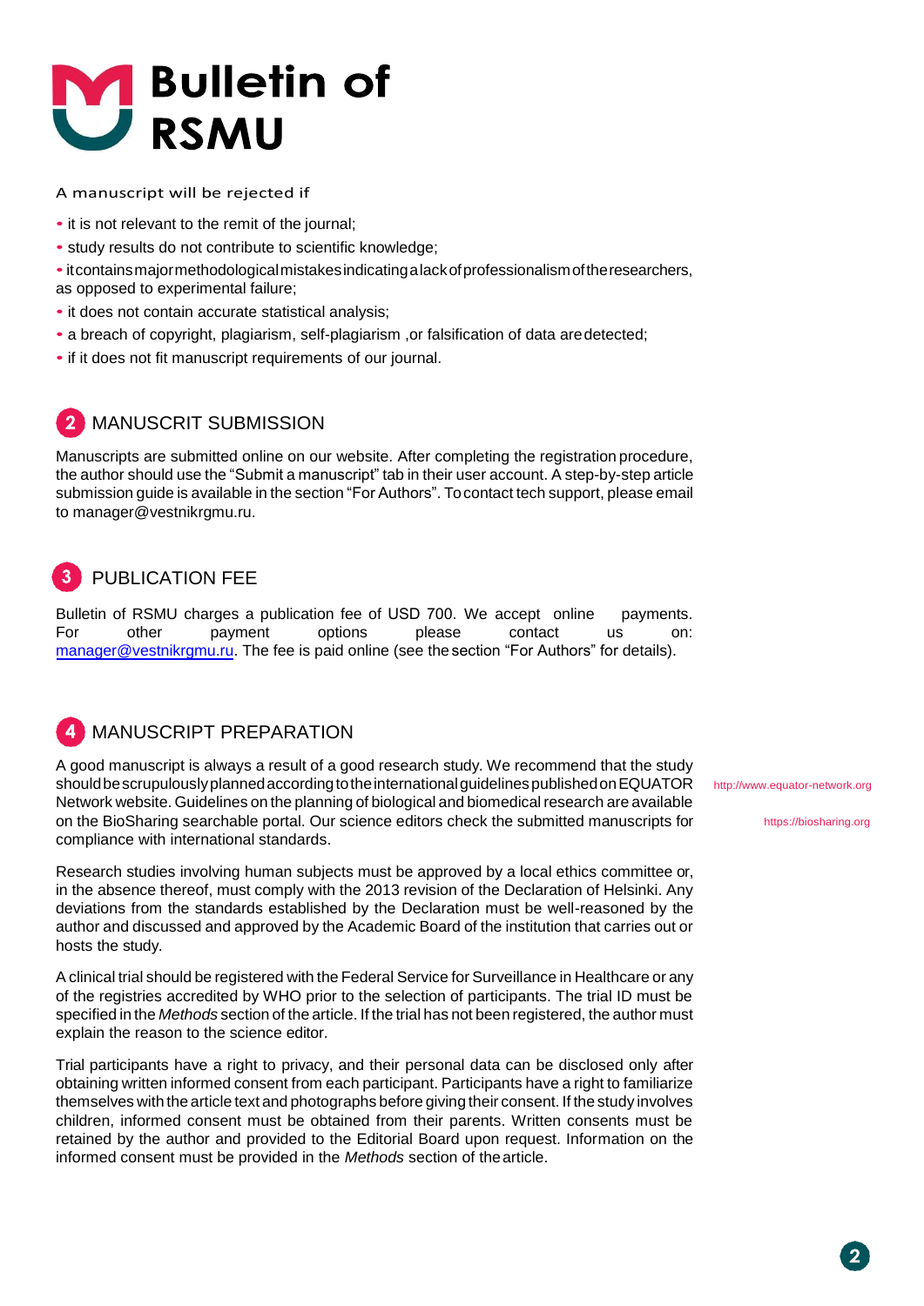# Bulletin of RSMU

A manuscript will be rejected if

- it is not relevant to the remit of the journal;
- study results do not contribute to scientific knowledge;
- it contains major methodological mistakes indicating a lack of professionalism of the researchers, as opposed to experimental failure;
- it does not contain accurate statistical analysis;
- a breach of copyright, plagiarism, self-plagiarism ,or falsification of data are detected;
- if it does not fit manuscript requirements of our journal.

## 2 MANUSCRIT SUBMISSION

Manuscripts are submitted online on our website. After completing the registration procedure, the author should use the "Submit a manuscript" tab in their user account. A step-by-step article submission guide is available in the section "For Authors". To contact tech support, please email to manager@vestnikrgmu.ru.

## 3 PUBLICATION FEE

Bulletin of RSMU charges a publication fee of USD 700. We accept online payments. For other payment options please contact us on: manager@vestnikrgmu.ru. The fee is paid online (see the section "For Authors" for details).

## 4 MANUSCRIPT PREPARATION

A good manuscript is always a result of a good research study. We recommend that the study should be scrupulously planned according to the international guidelines published on EQUATOR Network website. Guidelines on the planning of biological and biomedical research are available on the BioSharing searchable portal. Our science editors check the submitted manuscripts for compliance with international standards.

http://www.equator-network.org

https://biosharing.org

Research studies involving human subjects must be approved by a local ethics committee or, in the absence thereof, must comply with the 2013 revision of the Declaration of Helsinki. Any deviations from the standards established by the Declaration must be well-reasoned by the author and discussed and approved by the Academic Board of the institution that carries out or hosts the study.

A clinical trial should be registered with the Federal Service for Surveillance in Healthcare or any of the registries accredited by WHO prior to the selection of participants. The trial ID must be specified in the *Methods* section of the article. If the trial has not been registered, the author must explain the reason to the science editor.

Trial participants have a right to privacy, and their personal data can be disclosed only after obtaining written informed consent from each participant. Participants have a right to familiarize themselves with the article text and photographs before giving their consent. If the study involves children, informed consent must be obtained from their parents. Written consents must be retained by the author and provided to the Editorial Board upon request. Information on the informed consent must be provided in the *Methods* section of the article.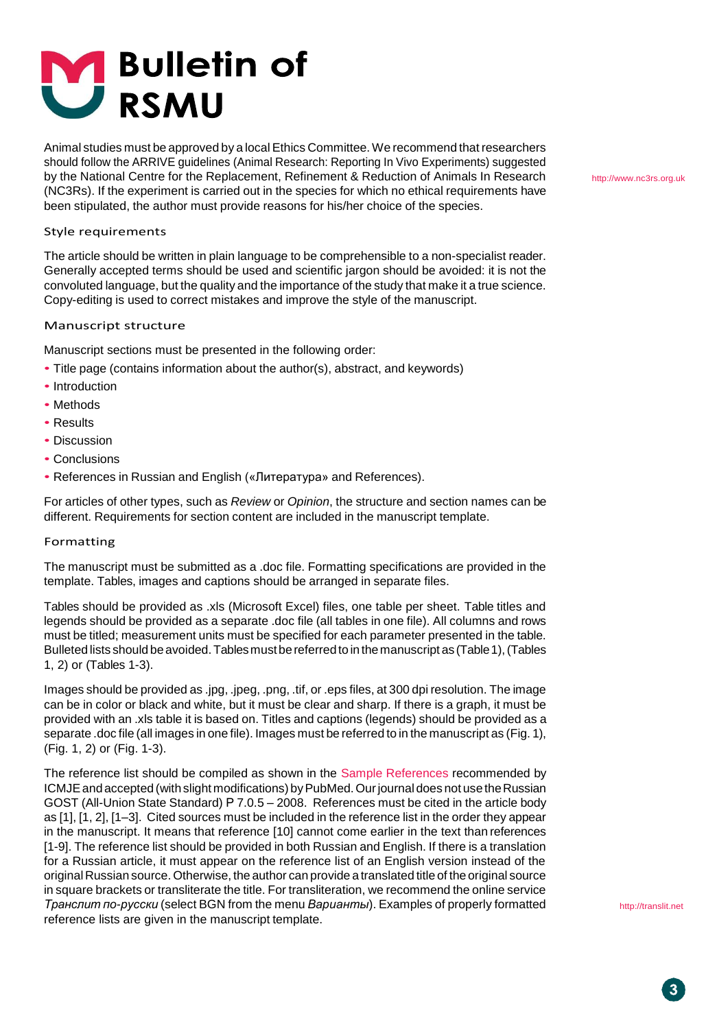Animal studies must be approved by a local Ethics Committee. We recommend that researchers should follow the ARRIVE guidelines (Animal Research: Reporting In Vivo Experiments) suggested by the National Centre for the Replacement, Refinement & Reduction of Animals In Research (NC3Rs). If the experiment is carried out in the species for which no ethical requirements have been stipulated, the author must provide reasons for his/her choice of the species.

http://www.nc3rs.org.uk

### Style requirements

The article should be written in plain language to be comprehensible to a non-specialist reader. Generally accepted terms should be used and scientific jargon should be avoided: it is not the convoluted language, but the quality and the importance of the study that make it a true science. Copy-editing is used to correct mistakes and improve the style of the manuscript.

### Manuscript structure

Manuscript sections must be presented in the following order:

- Title page (contains information about the author(s), abstract, and keywords)
- Introduction
- Methods
- Results
- Discussion
- Conclusions
- References in Russian and English («Литература» and References).

For articles of other types, such as *Review* or *Opinion*, the structure and section names can be different. Requirements for section content are included in the manuscript template.

### Formatting

The manuscript must be submitted as a .doc file. Formatting specifications are provided in the template. Tables, images and captions should be arranged in separate files.

Tables should be provided as .xls (Microsoft Excel) files, one table per sheet. Table titles and legends should be provided as a separate .doc file (all tables in one file). All columns and rows must be titled; measurement units must be specified for each parameter presented in the table. Bulleted lists should be avoided. Tables must be referred to in the manuscript as (Table 1), (Tables 1, 2) or (Tables 1-3).

Images should be provided as .jpg, .jpeg, .png, .tif, or .eps files, at 300 dpi resolution. The image can be in color or black and white, but it must be clear and sharp. If there is a graph, it must be provided with an .xls table it is based on. Titles and captions (legends) should be provided as a separate .doc file (all images in one file). Images must be referred to in the manuscript as (Fig. 1), (Fig. 1, 2) or (Fig. 1-3).

The reference list should be compiled as shown in the Sample References recommended by ICMJE and accepted (with slight modifications) by PubMed. Our journal does not use the Russian GOST (All-Union State Standard) P 7.0.5 – 2008. References must be cited in the article body as [1], [1, 2], [1–3]. Cited sources must be included in the reference list in the order they appear in the manuscript. It means that reference [10] cannot come earlier in the text than references [1-9]. The reference list should be provided in both Russian and English. If there is a translation for a Russian article, it must appear on the reference list of an English version instead of the original Russian source. Otherwise, the author can provide a translated title of the original source in square brackets or transliterate the title. For transliteration, we recommend the online service *Транслит по-русски* (select BGN from the menu *Варианты*). Examples of properly formatted reference lists are given in the manuscript template.

http://translit.net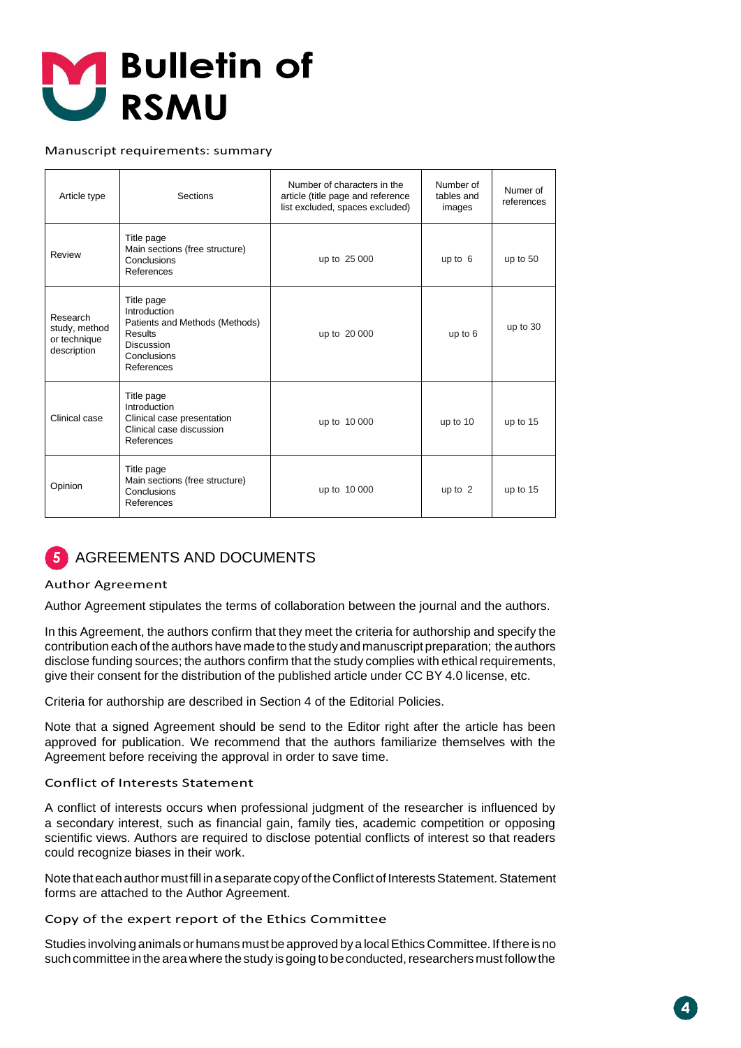# Bulletin of RSMU

Manuscript requirements: summary

| Article type | Sections | Number of characters in the article (title page and reference list excluded, spaces excluded) | Number of tables and images | Numer of references |
|---|---|---|---|---|
| Review | Title page<br>Main sections (free structure)<br>Conclusions<br>References | up to 25 000 | up to 6 | up to 50 |
| Research study, method or technique description | Title page<br>Introduction<br>Patients and Methods (Methods)<br>Results<br>Discussion<br>Conclusions<br>References | up to 20 000 | up to 6 | up to 30 |
| Clinical case | Title page<br>Introduction<br>Clinical case presentation<br>Clinical case discussion<br>References | up to 10 000 | up to 10 | up to 15 |
| Opinion | Title page<br>Main sections (free structure)<br>Conclusions<br>References | up to 10 000 | up to 2 | up to 15 |

## 5 AGREEMENTS AND DOCUMENTS

### Author Agreement

Author Agreement stipulates the terms of collaboration between the journal and the authors.

In this Agreement, the authors confirm that they meet the criteria for authorship and specify the contribution each of the authors have made to the study and manuscript preparation; the authors disclose funding sources; the authors confirm that the study complies with ethical requirements, give their consent for the distribution of the published article under CC BY 4.0 license, etc.

Criteria for authorship are described in Section 4 of the Editorial Policies.

Note that a signed Agreement should be send to the Editor right after the article has been approved for publication. We recommend that the authors familiarize themselves with the Agreement before receiving the approval in order to save time.

### Conflict of Interests Statement

A conflict of interests occurs when professional judgment of the researcher is influenced by a secondary interest, such as financial gain, family ties, academic competition or opposing scientific views. Authors are required to disclose potential conflicts of interest so that readers could recognize biases in their work.

Note that each author must fill in a separate copy of the Conflict of Interests Statement. Statement forms are attached to the Author Agreement.

### Copy of the expert report of the Ethics Committee

Studies involving animals or humans must be approved by a local Ethics Committee. If there is no such committee in the area where the study is going to be conducted, researchers must follow the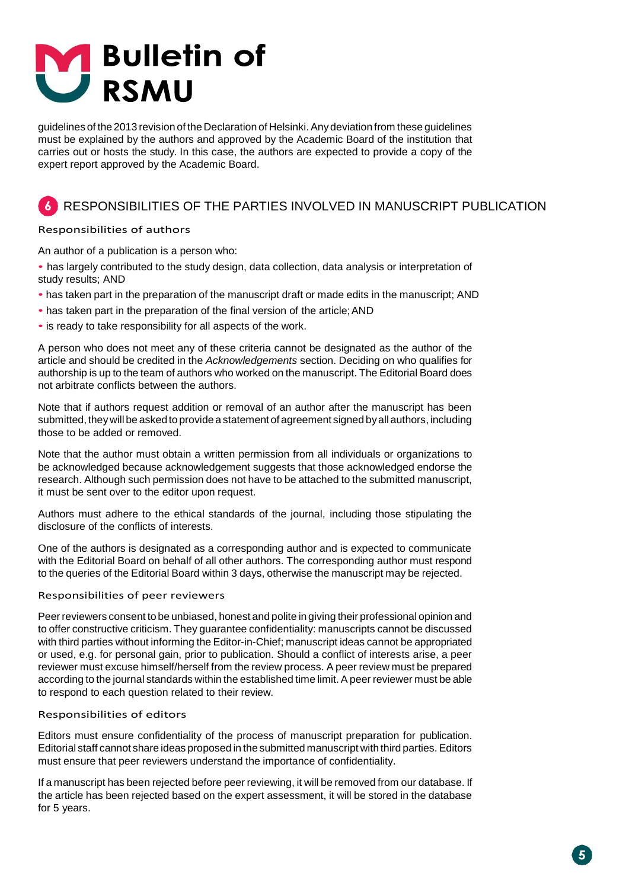guidelines of the 2013 revision of the Declaration of Helsinki. Any deviation from these guidelines must be explained by the authors and approved by the Academic Board of the institution that carries out or hosts the study. In this case, the authors are expected to provide a copy of the expert report approved by the Academic Board.

## 6 RESPONSIBILITIES OF THE PARTIES INVOLVED IN MANUSCRIPT PUBLICATION

### Responsibilities of authors

An author of a publication is a person who:

- has largely contributed to the study design, data collection, data analysis or interpretation of study results; AND
- has taken part in the preparation of the manuscript draft or made edits in the manuscript; AND
- has taken part in the preparation of the final version of the article; AND
- is ready to take responsibility for all aspects of the work.

A person who does not meet any of these criteria cannot be designated as the author of the article and should be credited in the *Acknowledgements* section. Deciding on who qualifies for authorship is up to the team of authors who worked on the manuscript. The Editorial Board does not arbitrate conflicts between the authors.

Note that if authors request addition or removal of an author after the manuscript has been submitted, they will be asked to provide a statement of agreement signed by all authors, including those to be added or removed.

Note that the author must obtain a written permission from all individuals or organizations to be acknowledged because acknowledgement suggests that those acknowledged endorse the research. Although such permission does not have to be attached to the submitted manuscript, it must be sent over to the editor upon request.

Authors must adhere to the ethical standards of the journal, including those stipulating the disclosure of the conflicts of interests.

One of the authors is designated as a corresponding author and is expected to communicate with the Editorial Board on behalf of all other authors. The corresponding author must respond to the queries of the Editorial Board within 3 days, otherwise the manuscript may be rejected.

### Responsibilities of peer reviewers

Peer reviewers consent to be unbiased, honest and polite in giving their professional opinion and to offer constructive criticism. They guarantee confidentiality: manuscripts cannot be discussed with third parties without informing the Editor-in-Chief; manuscript ideas cannot be appropriated or used, e.g. for personal gain, prior to publication. Should a conflict of interests arise, a peer reviewer must excuse himself/herself from the review process. A peer review must be prepared according to the journal standards within the established time limit. A peer reviewer must be able to respond to each question related to their review.

### Responsibilities of editors

Editors must ensure confidentiality of the process of manuscript preparation for publication. Editorial staff cannot share ideas proposed in the submitted manuscript with third parties. Editors must ensure that peer reviewers understand the importance of confidentiality.

If a manuscript has been rejected before peer reviewing, it will be removed from our database. If the article has been rejected based on the expert assessment, it will be stored in the database for 5 years.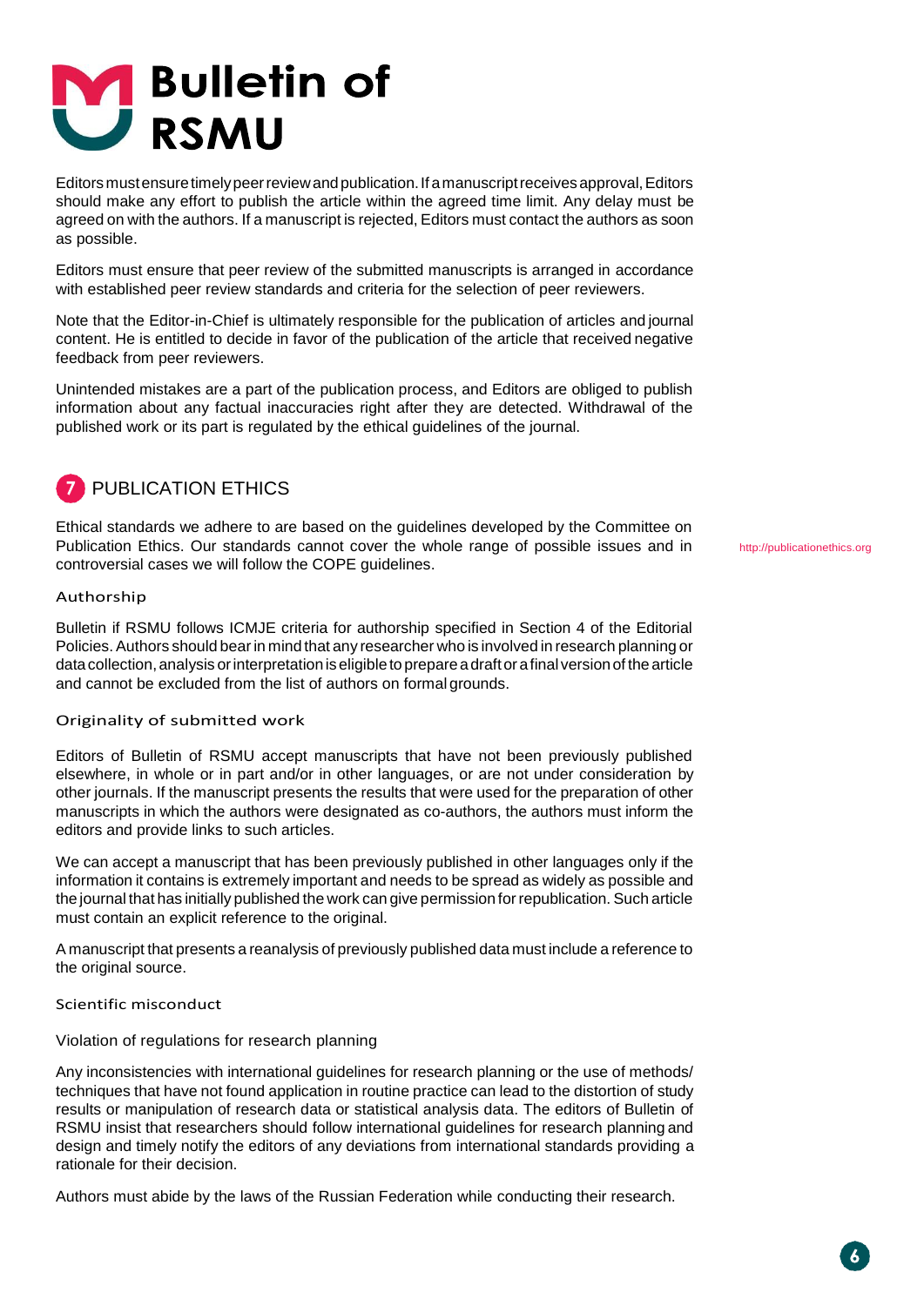Editors must ensure timely peer review and publication. If a manuscript receives approval, Editors should make any effort to publish the article within the agreed time limit. Any delay must be agreed on with the authors. If a manuscript is rejected, Editors must contact the authors as soon as possible.

Editors must ensure that peer review of the submitted manuscripts is arranged in accordance with established peer review standards and criteria for the selection of peer reviewers.

Note that the Editor-in-Chief is ultimately responsible for the publication of articles and journal content. He is entitled to decide in favor of the publication of the article that received negative feedback from peer reviewers.

Unintended mistakes are a part of the publication process, and Editors are obliged to publish information about any factual inaccuracies right after they are detected. Withdrawal of the published work or its part is regulated by the ethical guidelines of the journal.

## 7 PUBLICATION ETHICS

Ethical standards we adhere to are based on the guidelines developed by the Committee on Publication Ethics. Our standards cannot cover the whole range of possible issues and in controversial cases we will follow the COPE guidelines.

http://publicationethics.org

### Authorship

Bulletin if RSMU follows ICMJE criteria for authorship specified in Section 4 of the Editorial Policies. Authors should bear in mind that any researcher who is involved in research planning or data collection, analysis or interpretation is eligible to prepare a draft or a final version of the article and cannot be excluded from the list of authors on formal grounds.

### Originality of submitted work

Editors of Bulletin of RSMU accept manuscripts that have not been previously published elsewhere, in whole or in part and/or in other languages, or are not under consideration by other journals. If the manuscript presents the results that were used for the preparation of other manuscripts in which the authors were designated as co-authors, the authors must inform the editors and provide links to such articles.

We can accept a manuscript that has been previously published in other languages only if the information it contains is extremely important and needs to be spread as widely as possible and the journal that has initially published the work can give permission for republication. Such article must contain an explicit reference to the original.

A manuscript that presents a reanalysis of previously published data must include a reference to the original source.

### Scientific misconduct

#### Violation of regulations for research planning

Any inconsistencies with international guidelines for research planning or the use of methods/ techniques that have not found application in routine practice can lead to the distortion of study results or manipulation of research data or statistical analysis data. The editors of Bulletin of RSMU insist that researchers should follow international guidelines for research planning and design and timely notify the editors of any deviations from international standards providing a rationale for their decision.

Authors must abide by the laws of the Russian Federation while conducting their research.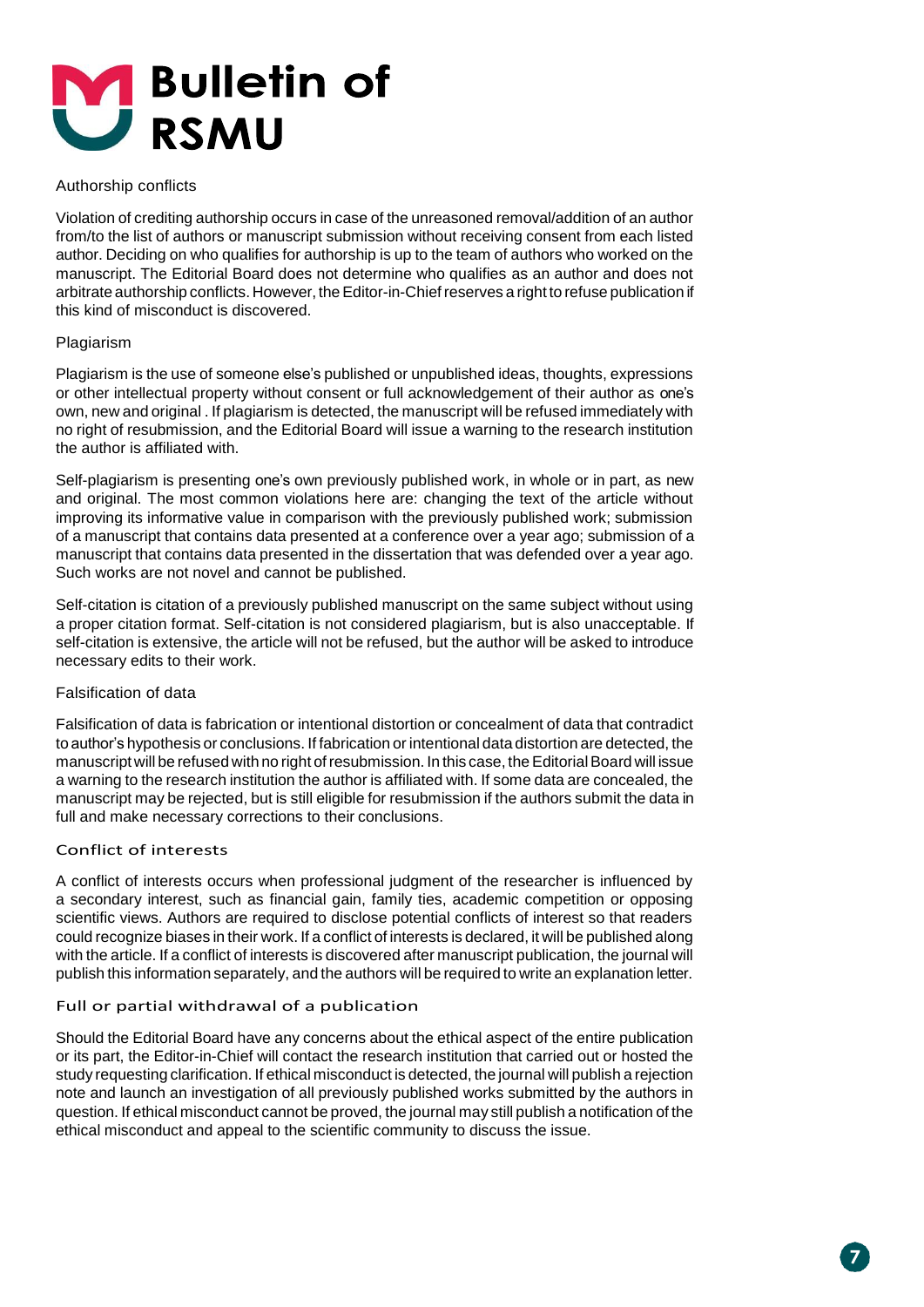## Authorship conflicts

Violation of crediting authorship occurs in case of the unreasoned removal/addition of an author from/to the list of authors or manuscript submission without receiving consent from each listed author. Deciding on who qualifies for authorship is up to the team of authors who worked on the manuscript. The Editorial Board does not determine who qualifies as an author and does not arbitrate authorship conflicts. However, the Editor-in-Chief reserves a right to refuse publication if this kind of misconduct is discovered.

## Plagiarism

Plagiarism is the use of someone else's published or unpublished ideas, thoughts, expressions or other intellectual property without consent or full acknowledgement of their author as one's own, new and original . If plagiarism is detected, the manuscript will be refused immediately with no right of resubmission, and the Editorial Board will issue a warning to the research institution the author is affiliated with.

Self-plagiarism is presenting one's own previously published work, in whole or in part, as new and original. The most common violations here are: changing the text of the article without improving its informative value in comparison with the previously published work; submission of a manuscript that contains data presented at a conference over a year ago; submission of a manuscript that contains data presented in the dissertation that was defended over a year ago. Such works are not novel and cannot be published.

Self-citation is citation of a previously published manuscript on the same subject without using a proper citation format. Self-citation is not considered plagiarism, but is also unacceptable. If self-citation is extensive, the article will not be refused, but the author will be asked to introduce necessary edits to their work.

## Falsification of data

Falsification of data is fabrication or intentional distortion or concealment of data that contradict to author's hypothesis or conclusions. If fabrication or intentional data distortion are detected, the manuscript will be refused with no right of resubmission. In this case, the Editorial Board will issue a warning to the research institution the author is affiliated with. If some data are concealed, the manuscript may be rejected, but is still eligible for resubmission if the authors submit the data in full and make necessary corrections to their conclusions.

## Conflict of interests

A conflict of interests occurs when professional judgment of the researcher is influenced by a secondary interest, such as financial gain, family ties, academic competition or opposing scientific views. Authors are required to disclose potential conflicts of interest so that readers could recognize biases in their work. If a conflict of interests is declared, it will be published along with the article. If a conflict of interests is discovered after manuscript publication, the journal will publish this information separately, and the authors will be required to write an explanation letter.

## Full or partial withdrawal of a publication

Should the Editorial Board have any concerns about the ethical aspect of the entire publication or its part, the Editor-in-Chief will contact the research institution that carried out or hosted the study requesting clarification. If ethical misconduct is detected, the journal will publish a rejection note and launch an investigation of all previously published works submitted by the authors in question. If ethical misconduct cannot be proved, the journal may still publish a notification of the ethical misconduct and appeal to the scientific community to discuss the issue.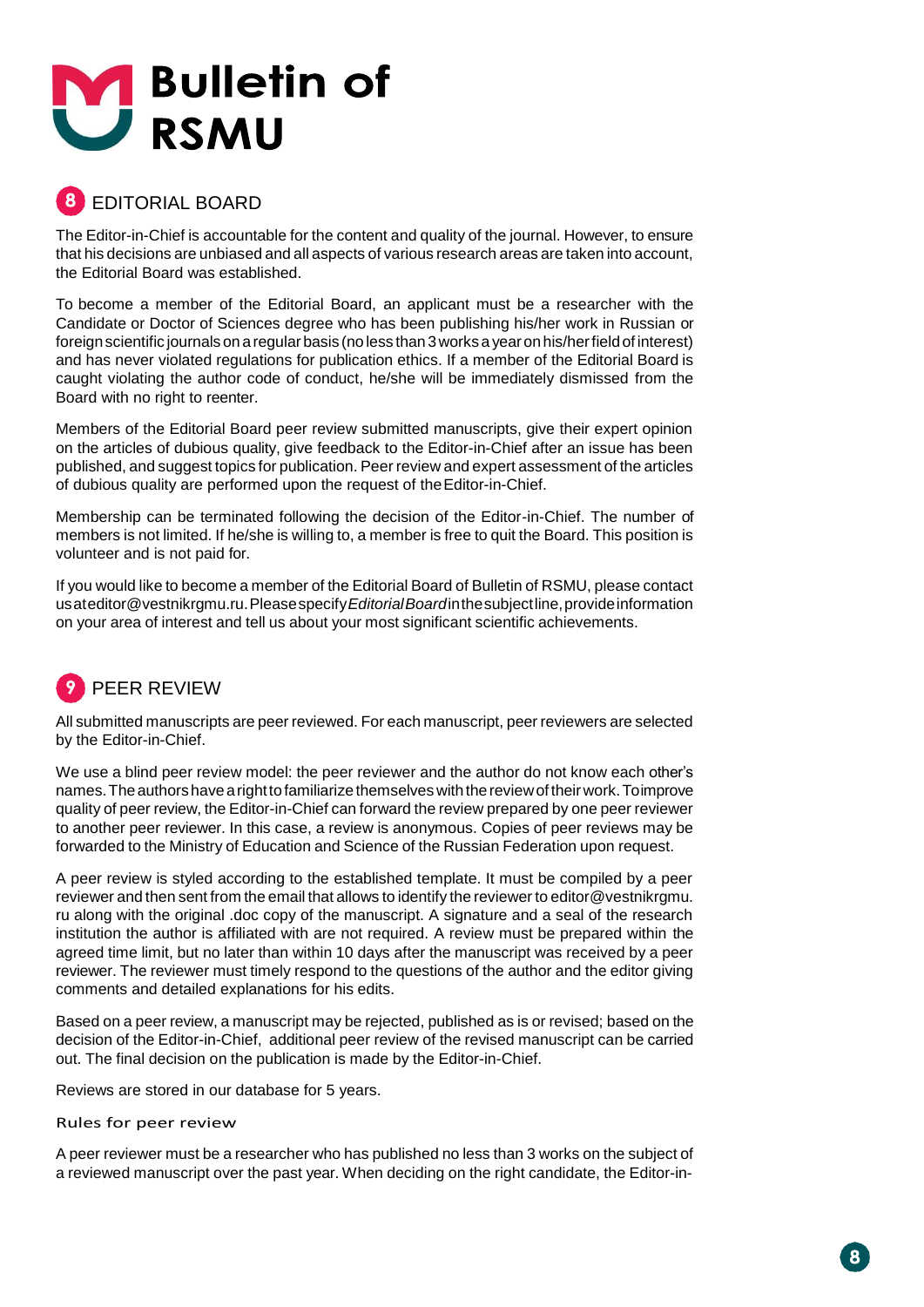# Bulletin of RSMU

## 8 EDITORIAL BOARD

The Editor-in-Chief is accountable for the content and quality of the journal. However, to ensure that his decisions are unbiased and all aspects of various research areas are taken into account, the Editorial Board was established.

To become a member of the Editorial Board, an applicant must be a researcher with the Candidate or Doctor of Sciences degree who has been publishing his/her work in Russian or foreign scientific journals on a regular basis (no less than 3 works a year on his/her field of interest) and has never violated regulations for publication ethics. If a member of the Editorial Board is caught violating the author code of conduct, he/she will be immediately dismissed from the Board with no right to reenter.

Members of the Editorial Board peer review submitted manuscripts, give their expert opinion on the articles of dubious quality, give feedback to the Editor-in-Chief after an issue has been published, and suggest topics for publication. Peer review and expert assessment of the articles of dubious quality are performed upon the request of the Editor-in-Chief.

Membership can be terminated following the decision of the Editor-in-Chief. The number of members is not limited. If he/she is willing to, a member is free to quit the Board. This position is volunteer and is not paid for.

If you would like to become a member of the Editorial Board of Bulletin of RSMU, please contact us at editor@vestnikrgmu.ru. Please specify *Editorial Board* in the subject line, provide information on your area of interest and tell us about your most significant scientific achievements.

## 9 PEER REVIEW

All submitted manuscripts are peer reviewed. For each manuscript, peer reviewers are selected by the Editor-in-Chief.

We use a blind peer review model: the peer reviewer and the author do not know each other's names. The authors have a right to familiarize themselves with the review of their work. To improve quality of peer review, the Editor-in-Chief can forward the review prepared by one peer reviewer to another peer reviewer. In this case, a review is anonymous. Copies of peer reviews may be forwarded to the Ministry of Education and Science of the Russian Federation upon request.

A peer review is styled according to the established template. It must be compiled by a peer reviewer and then sent from the email that allows to identify the reviewer to editor@vestnikrgmu.ru along with the original .doc copy of the manuscript. A signature and a seal of the research institution the author is affiliated with are not required. A review must be prepared within the agreed time limit, but no later than within 10 days after the manuscript was received by a peer reviewer. The reviewer must timely respond to the questions of the author and the editor giving comments and detailed explanations for his edits.

Based on a peer review, a manuscript may be rejected, published as is or revised; based on the decision of the Editor-in-Chief, additional peer review of the revised manuscript can be carried out. The final decision on the publication is made by the Editor-in-Chief.

Reviews are stored in our database for 5 years.

### Rules for peer review

A peer reviewer must be a researcher who has published no less than 3 works on the subject of a reviewed manuscript over the past year. When deciding on the right candidate, the Editor-in-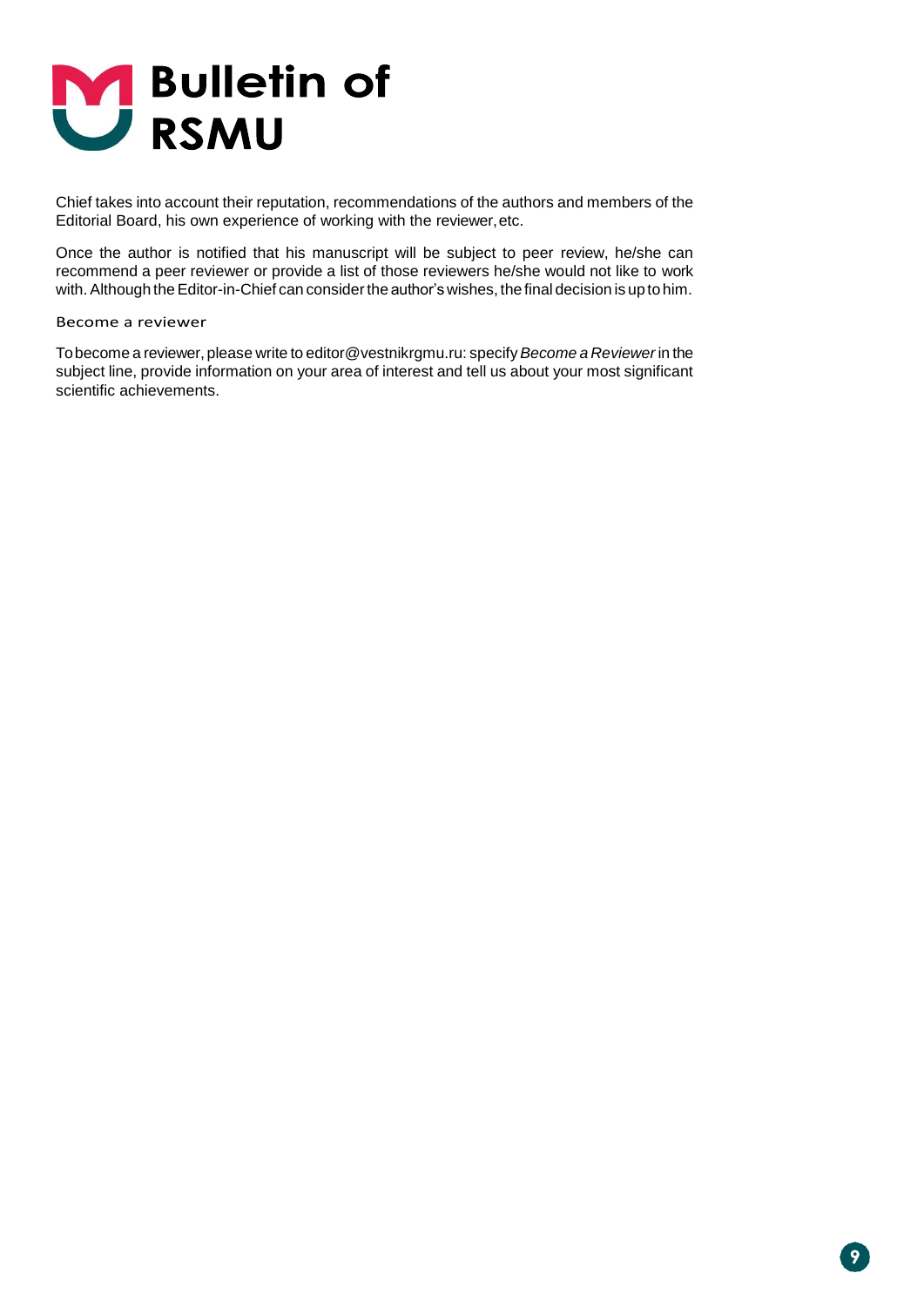Chief takes into account their reputation, recommendations of the authors and members of the Editorial Board, his own experience of working with the reviewer, etc.

Once the author is notified that his manuscript will be subject to peer review, he/she can recommend a peer reviewer or provide a list of those reviewers he/she would not like to work with. Although the Editor-in-Chief can consider the author's wishes, the final decision is up to him.

### Become a reviewer

To become a reviewer, please write to editor@vestnikrgmu.ru: specify *Become a Reviewer* in the subject line, provide information on your area of interest and tell us about your most significant scientific achievements.